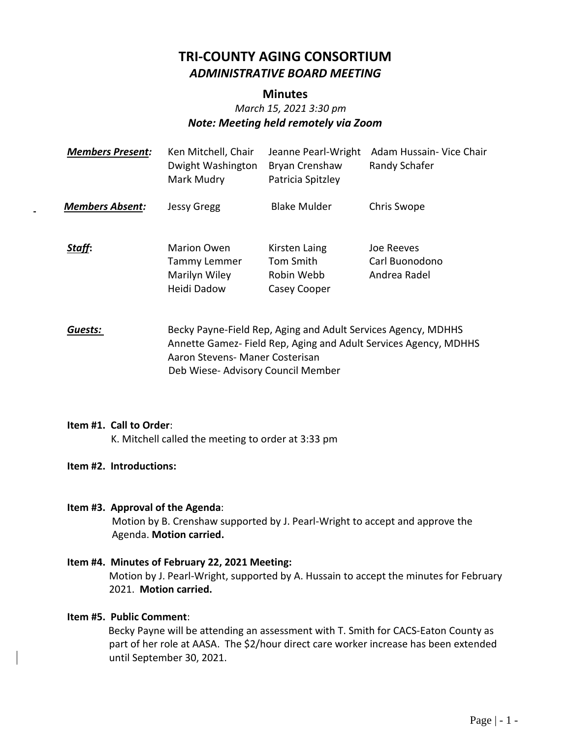# TRI-COUNTY AGING CONSORTIUM

## *ADMINISTRATIVE BOARD MEETING*

### Minutes

*March 15, 2021 3:30 pm*

***Note: Meeting held remotely via Zoom***

| | | | |
|---|---|---|---|
| ***Members Present:*** | Ken Mitchell, Chair | Jeanne Pearl-Wright | Adam Hussain- Vice Chair |
| | Dwight Washington | Bryan Crenshaw | Randy Schafer |
| | Mark Mudry | Patricia Spitzley | |
| ***Members Absent:*** | Jessy Gregg | Blake Mulder | Chris Swope |
| ***Staff*:** | Marion Owen | Kirsten Laing | Joe Reeves |
| | Tammy Lemmer | Tom Smith | Carl Buonodono |
| | Marilyn Wiley | Robin Webb | Andrea Radel |
| | Heidi Dadow | Casey Cooper | |

***Guests:***

Becky Payne-Field Rep, Aging and Adult Services Agency, MDHHS
Annette Gamez- Field Rep, Aging and Adult Services Agency, MDHHS
Aaron Stevens- Maner Costerisan
Deb Wiese- Advisory Council Member

**Item #1. Call to Order**:
K. Mitchell called the meeting to order at 3:33 pm

**Item #2. Introductions:**

**Item #3. Approval of the Agenda**:
Motion by B. Crenshaw supported by J. Pearl-Wright to accept and approve the Agenda. **Motion carried.**

**Item #4. Minutes of February 22, 2021 Meeting:**
Motion by J. Pearl-Wright, supported by A. Hussain to accept the minutes for February 2021. **Motion carried.**

**Item #5. Public Comment**:
Becky Payne will be attending an assessment with T. Smith for CACS-Eaton County as part of her role at AASA. The $2/hour direct care worker increase has been extended until September 30, 2021.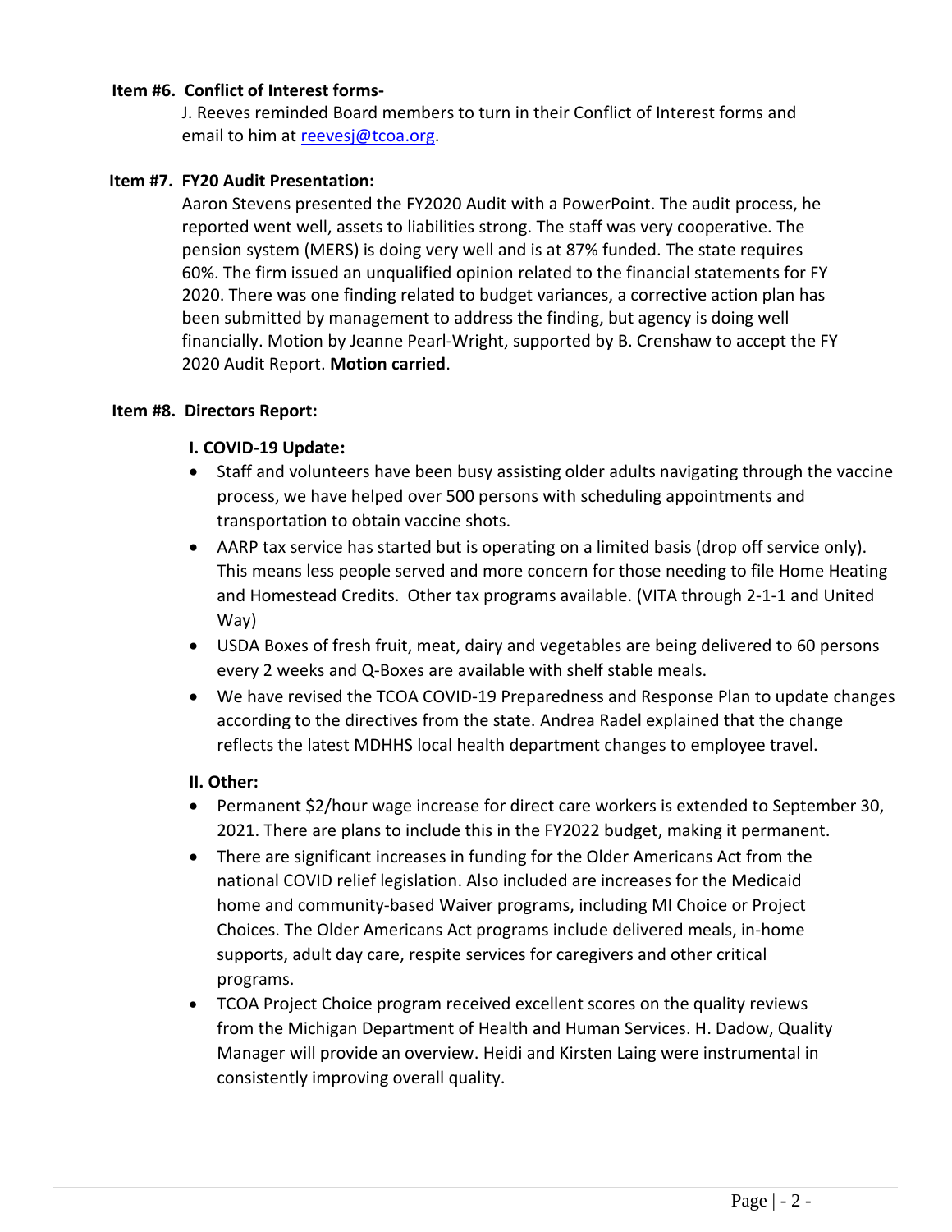**Item #6. Conflict of Interest forms-**

J. Reeves reminded Board members to turn in their Conflict of Interest forms and email to him at reevesj@tcoa.org.

**Item #7. FY20 Audit Presentation:**

Aaron Stevens presented the FY2020 Audit with a PowerPoint. The audit process, he reported went well, assets to liabilities strong. The staff was very cooperative. The pension system (MERS) is doing very well and is at 87% funded. The state requires 60%. The firm issued an unqualified opinion related to the financial statements for FY 2020. There was one finding related to budget variances, a corrective action plan has been submitted by management to address the finding, but agency is doing well financially. Motion by Jeanne Pearl-Wright, supported by B. Crenshaw to accept the FY 2020 Audit Report. **Motion carried**.

**Item #8. Directors Report:**

**I. COVID-19 Update:**

- Staff and volunteers have been busy assisting older adults navigating through the vaccine process, we have helped over 500 persons with scheduling appointments and transportation to obtain vaccine shots.
- AARP tax service has started but is operating on a limited basis (drop off service only). This means less people served and more concern for those needing to file Home Heating and Homestead Credits. Other tax programs available. (VITA through 2-1-1 and United Way)
- USDA Boxes of fresh fruit, meat, dairy and vegetables are being delivered to 60 persons every 2 weeks and Q-Boxes are available with shelf stable meals.
- We have revised the TCOA COVID-19 Preparedness and Response Plan to update changes according to the directives from the state. Andrea Radel explained that the change reflects the latest MDHHS local health department changes to employee travel.

**II. Other:**

- Permanent $2/hour wage increase for direct care workers is extended to September 30, 2021. There are plans to include this in the FY2022 budget, making it permanent.
- There are significant increases in funding for the Older Americans Act from the national COVID relief legislation. Also included are increases for the Medicaid home and community-based Waiver programs, including MI Choice or Project Choices. The Older Americans Act programs include delivered meals, in-home supports, adult day care, respite services for caregivers and other critical programs.
- TCOA Project Choice program received excellent scores on the quality reviews from the Michigan Department of Health and Human Services. H. Dadow, Quality Manager will provide an overview. Heidi and Kirsten Laing were instrumental in consistently improving overall quality.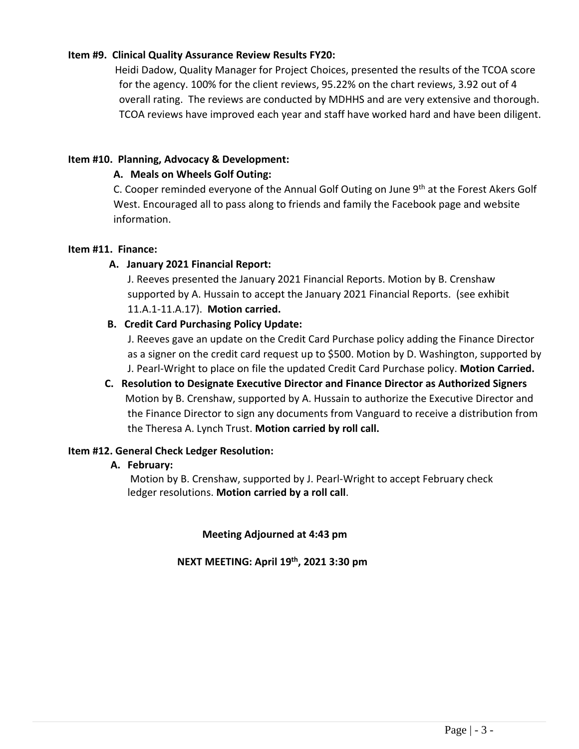**Item #9. Clinical Quality Assurance Review Results FY20:**

Heidi Dadow, Quality Manager for Project Choices, presented the results of the TCOA score for the agency. 100% for the client reviews, 95.22% on the chart reviews, 3.92 out of 4 overall rating. The reviews are conducted by MDHHS and are very extensive and thorough. TCOA reviews have improved each year and staff have worked hard and have been diligent.

**Item #10. Planning, Advocacy & Development:**

**A. Meals on Wheels Golf Outing:**

C. Cooper reminded everyone of the Annual Golf Outing on June 9th at the Forest Akers Golf West. Encouraged all to pass along to friends and family the Facebook page and website information.

**Item #11. Finance:**

**A. January 2021 Financial Report:**

J. Reeves presented the January 2021 Financial Reports. Motion by B. Crenshaw supported by A. Hussain to accept the January 2021 Financial Reports. (see exhibit 11.A.1-11.A.17). **Motion carried.**

**B. Credit Card Purchasing Policy Update:**

J. Reeves gave an update on the Credit Card Purchase policy adding the Finance Director as a signer on the credit card request up to $500. Motion by D. Washington, supported by J. Pearl-Wright to place on file the updated Credit Card Purchase policy. **Motion Carried.**

**C. Resolution to Designate Executive Director and Finance Director as Authorized Signers**

Motion by B. Crenshaw, supported by A. Hussain to authorize the Executive Director and the Finance Director to sign any documents from Vanguard to receive a distribution from the Theresa A. Lynch Trust. **Motion carried by roll call.**

**Item #12. General Check Ledger Resolution:**

**A. February:**

Motion by B. Crenshaw, supported by J. Pearl-Wright to accept February check ledger resolutions. **Motion carried by a roll call**.

**Meeting Adjourned at 4:43 pm**

**NEXT MEETING: April 19th, 2021 3:30 pm**